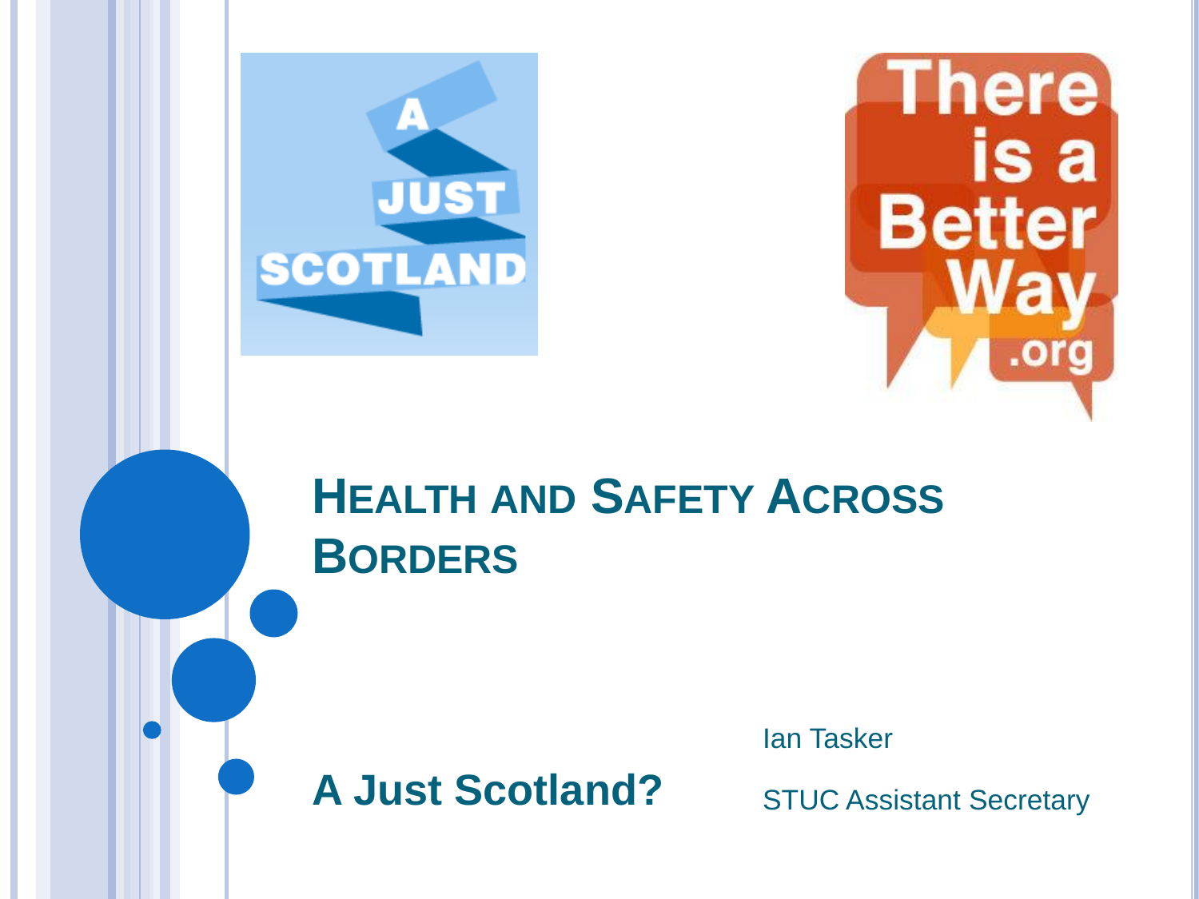# Health and Safety Across Borders

**A Just Scotland?**

Ian Tasker

STUC Assistant Secretary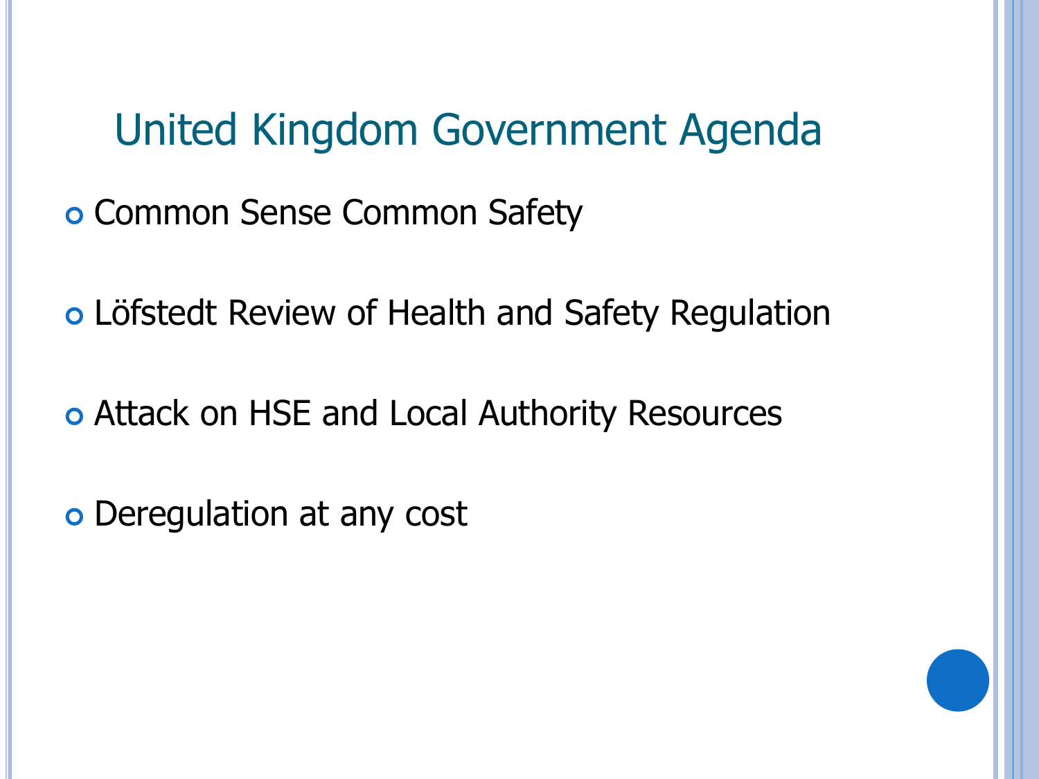# United Kingdom Government Agenda

- Common Sense Common Safety
- Löfstedt Review of Health and Safety Regulation
- Attack on HSE and Local Authority Resources
- Deregulation at any cost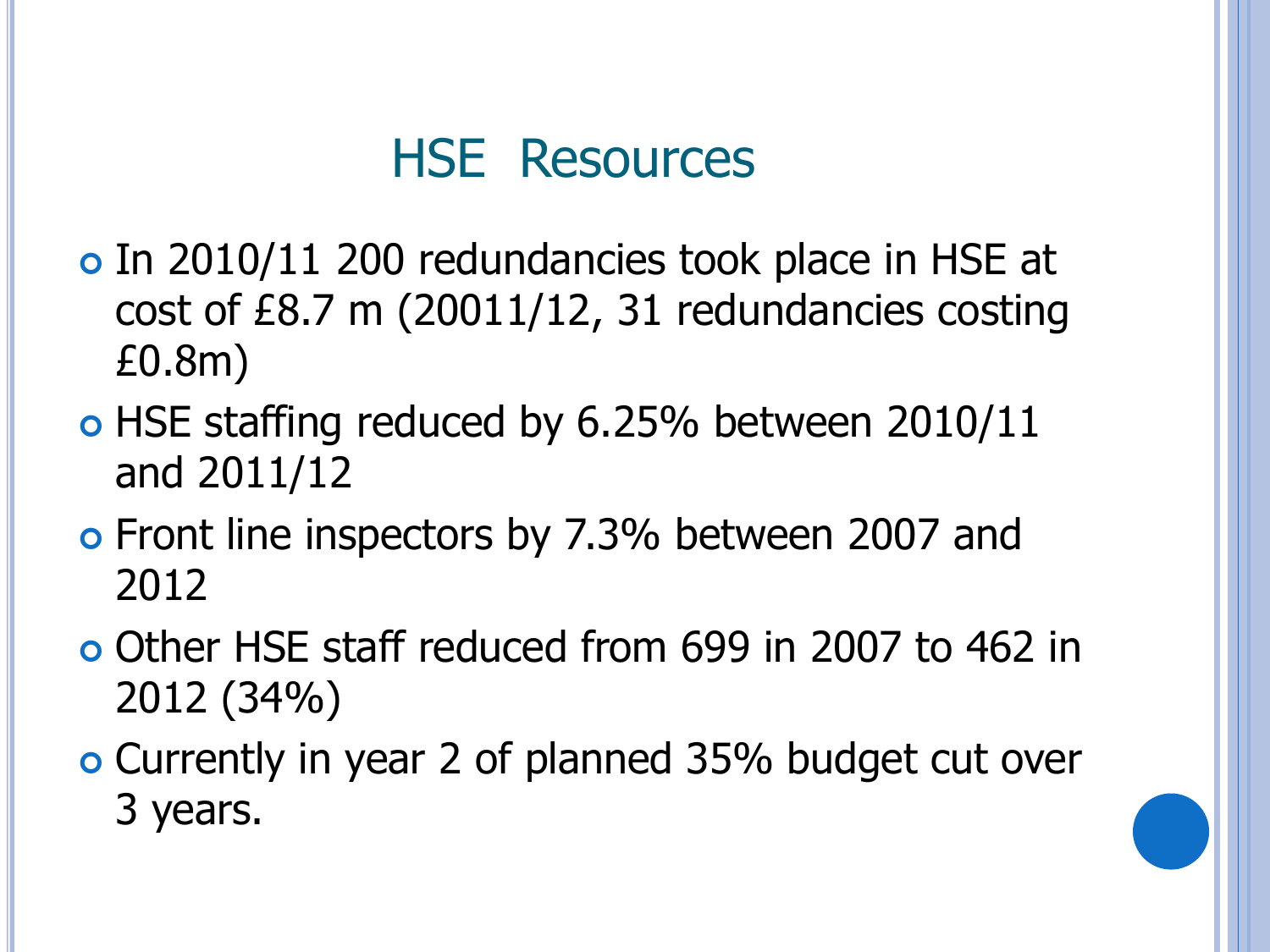# HSE Resources

- In 2010/11 200 redundancies took place in HSE at cost of £8.7 m (20011/12, 31 redundancies costing £0.8m)
- HSE staffing reduced by 6.25% between 2010/11 and 2011/12
- Front line inspectors by 7.3% between 2007 and 2012
- Other HSE staff reduced from 699 in 2007 to 462 in 2012 (34%)
- Currently in year 2 of planned 35% budget cut over 3 years.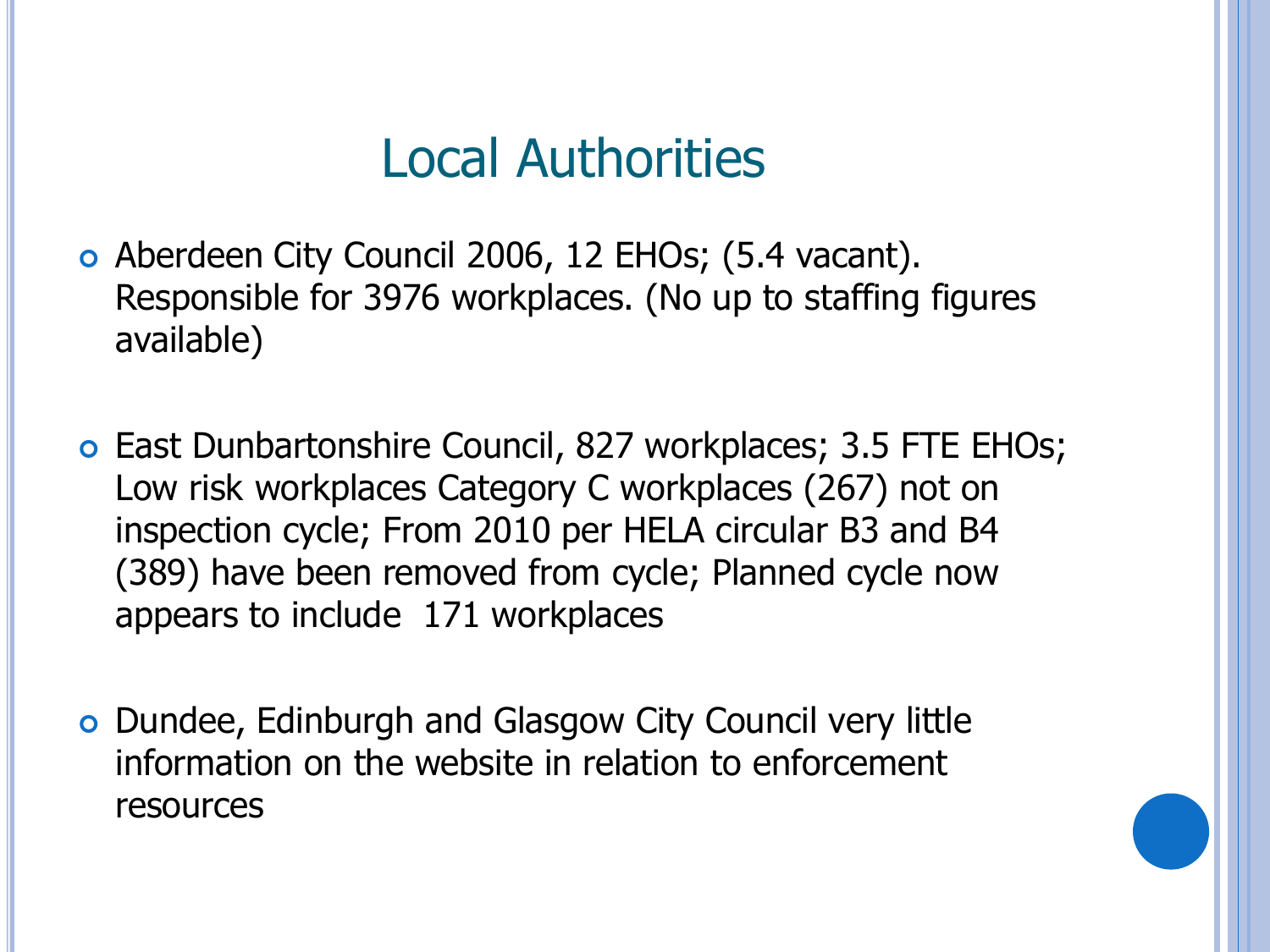# Local Authorities

- Aberdeen City Council 2006, 12 EHOs; (5.4 vacant). Responsible for 3976 workplaces. (No up to staffing figures available)

- East Dunbartonshire Council, 827 workplaces; 3.5 FTE EHOs; Low risk workplaces Category C workplaces (267) not on inspection cycle; From 2010 per HELA circular B3 and B4 (389) have been removed from cycle; Planned cycle now appears to include 171 workplaces

- Dundee, Edinburgh and Glasgow City Council very little information on the website in relation to enforcement resources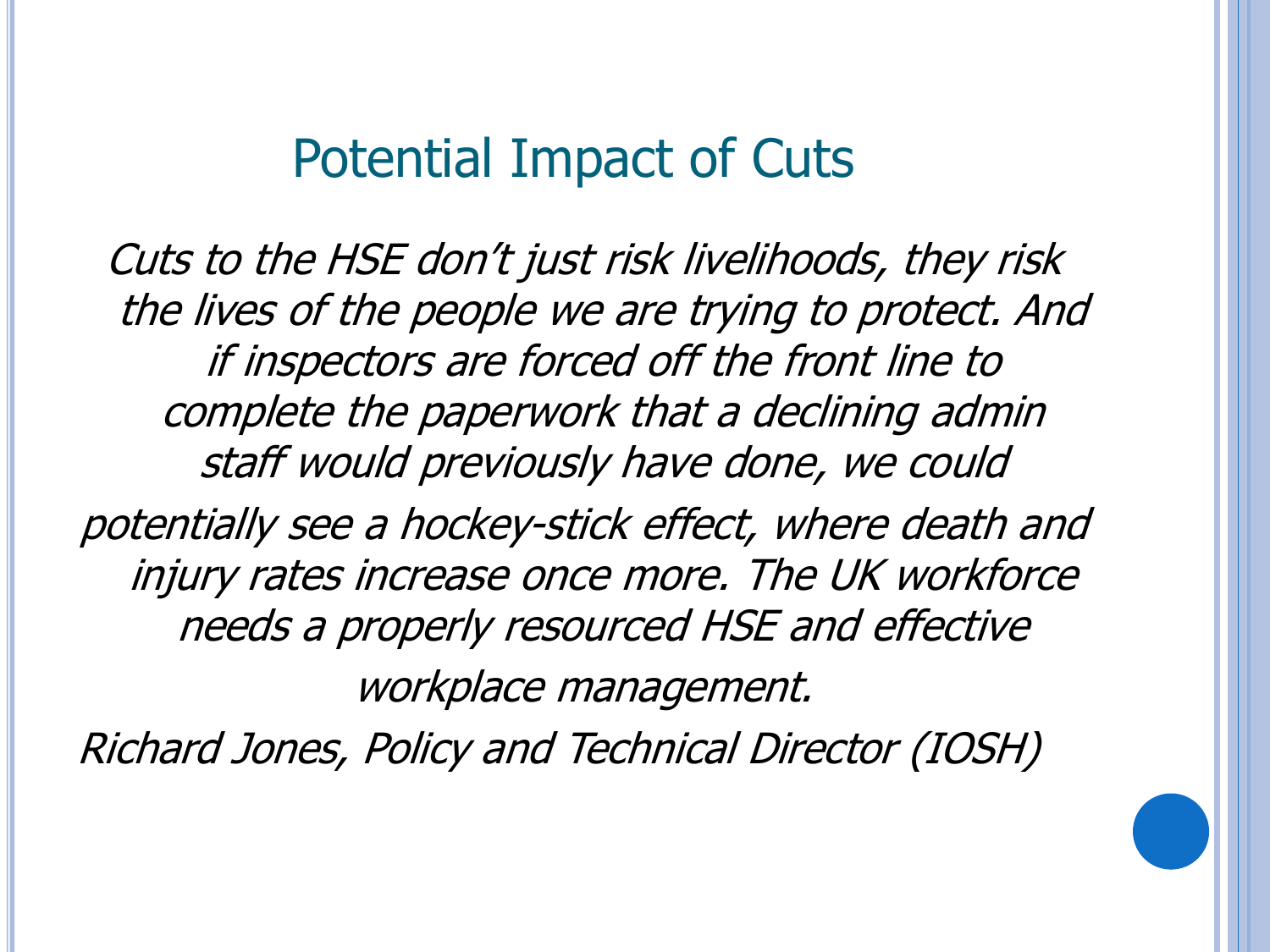# Potential Impact of Cuts

*Cuts to the HSE don't just risk livelihoods, they risk the lives of the people we are trying to protect. And if inspectors are forced off the front line to complete the paperwork that a declining admin staff would previously have done, we could potentially see a hockey-stick effect, where death and injury rates increase once more. The UK workforce needs a properly resourced HSE and effective workplace management.*

*Richard Jones, Policy and Technical Director (IOSH)*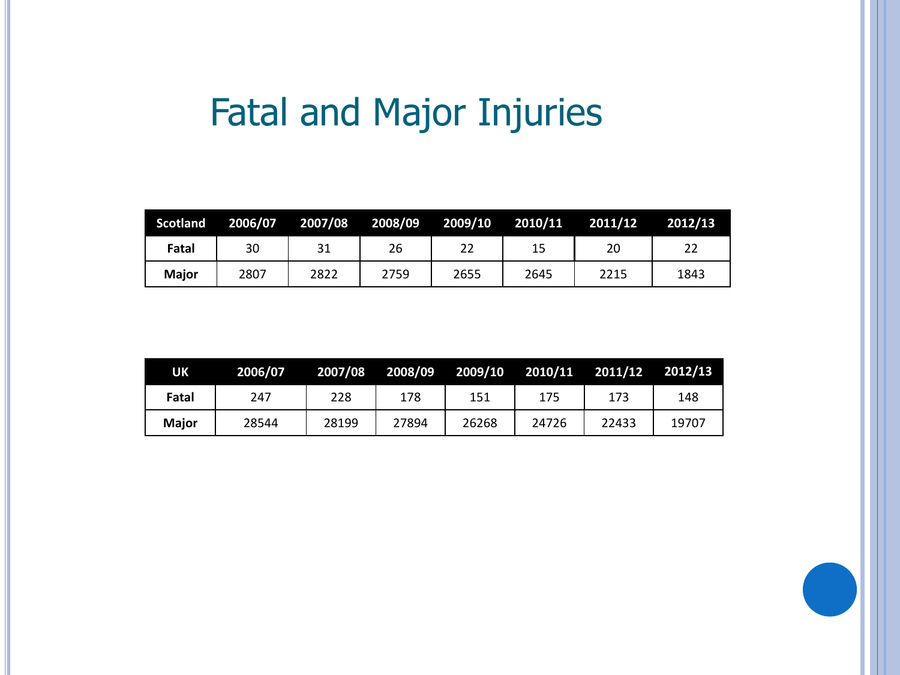# Fatal and Major Injuries

| Scotland | 2006/07 | 2007/08 | 2008/09 | 2009/10 | 2010/11 | 2011/12 | 2012/13 |
|---|---|---|---|---|---|---|---|
| **Fatal** | 30 | 31 | 26 | 22 | 15 | 20 | 22 |
| **Major** | 2807 | 2822 | 2759 | 2655 | 2645 | 2215 | 1843 |

| UK | 2006/07 | 2007/08 | 2008/09 | 2009/10 | 2010/11 | 2011/12 | 2012/13 |
|---|---|---|---|---|---|---|---|
| **Fatal** | 247 | 228 | 178 | 151 | 175 | 173 | 148 |
| **Major** | 28544 | 28199 | 27894 | 26268 | 24726 | 22433 | 19707 |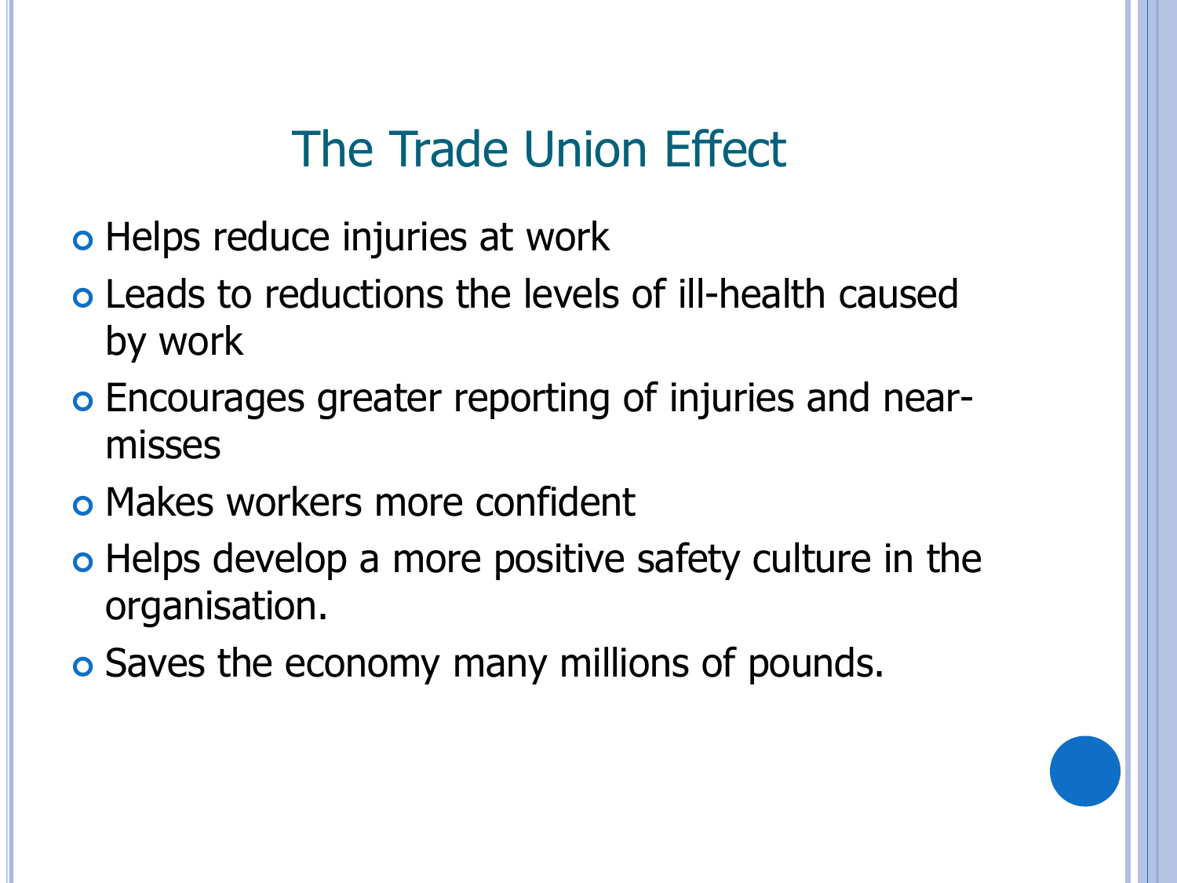# The Trade Union Effect

- Helps reduce injuries at work
- Leads to reductions the levels of ill-health caused by work
- Encourages greater reporting of injuries and near-misses
- Makes workers more confident
- Helps develop a more positive safety culture in the organisation.
- Saves the economy many millions of pounds.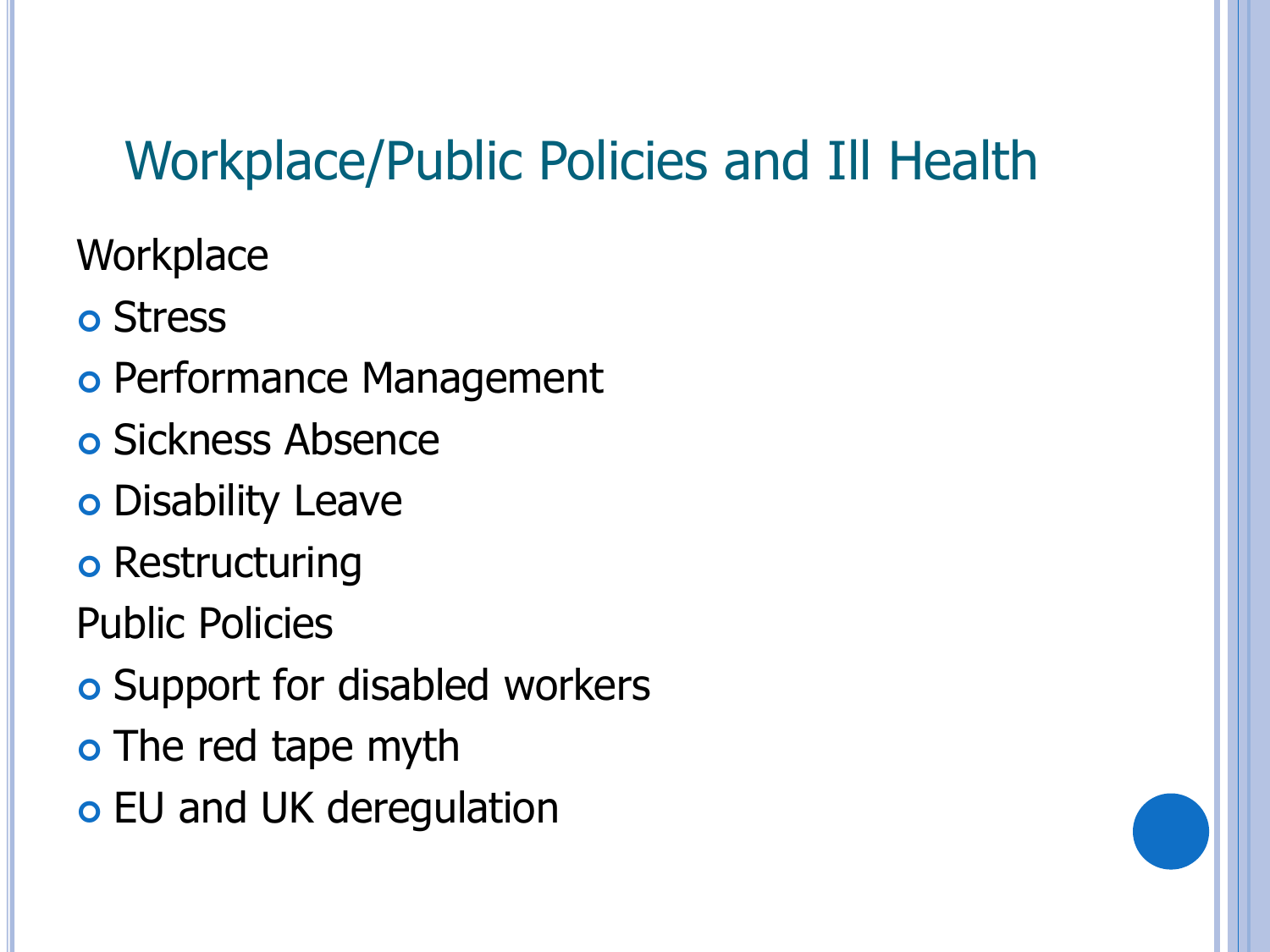# Workplace/Public Policies and Ill Health

Workplace

- Stress
- Performance Management
- Sickness Absence
- Disability Leave
- Restructuring

Public Policies

- Support for disabled workers
- The red tape myth
- EU and UK deregulation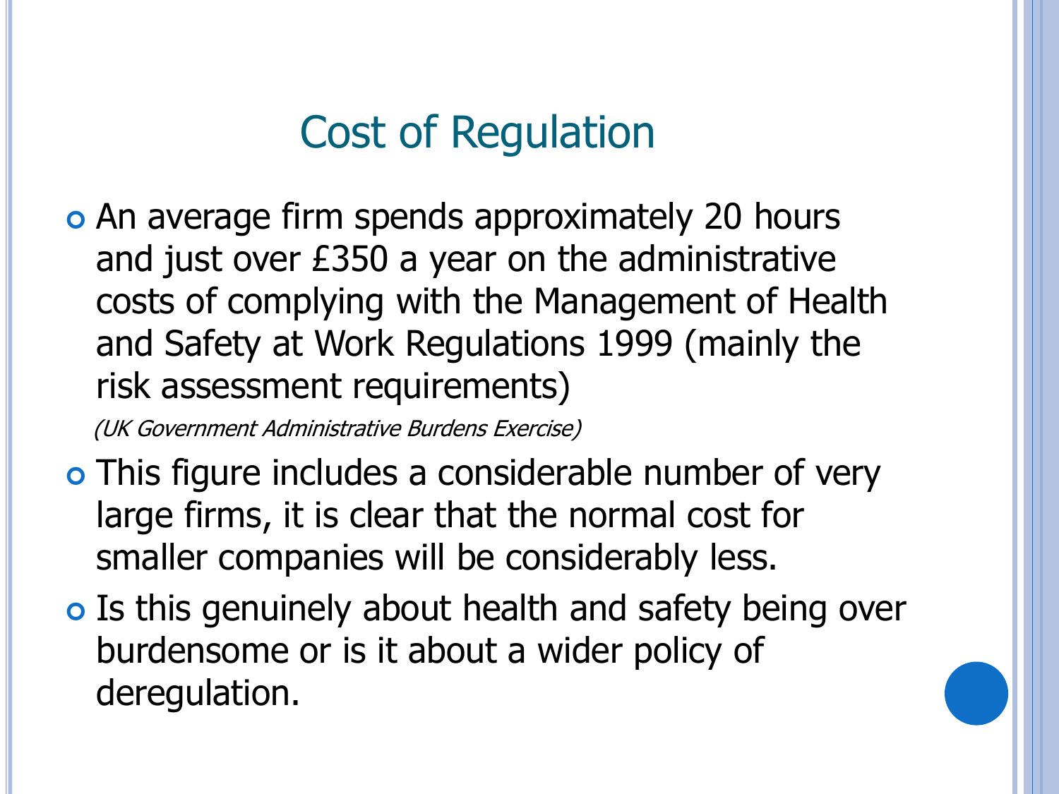# Cost of Regulation

- An average firm spends approximately 20 hours and just over £350 a year on the administrative costs of complying with the Management of Health and Safety at Work Regulations 1999 (mainly the risk assessment requirements)

  *(UK Government Administrative Burdens Exercise)*

- This figure includes a considerable number of very large firms, it is clear that the normal cost for smaller companies will be considerably less.
- Is this genuinely about health and safety being over burdensome or is it about a wider policy of deregulation.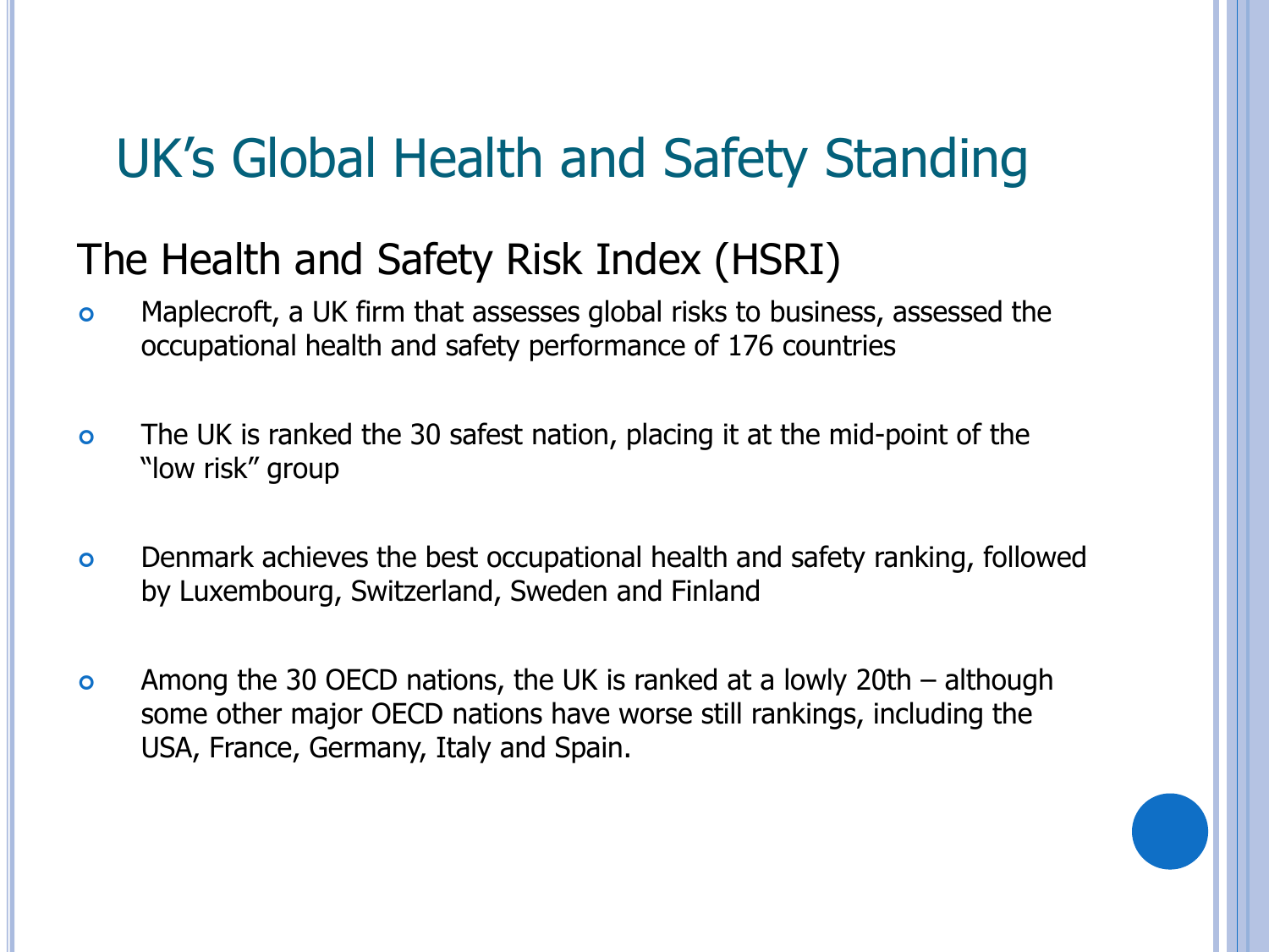# UK's Global Health and Safety Standing

## The Health and Safety Risk Index (HSRI)

- Maplecroft, a UK firm that assesses global risks to business, assessed the occupational health and safety performance of 176 countries

- The UK is ranked the 30 safest nation, placing it at the mid-point of the "low risk" group

- Denmark achieves the best occupational health and safety ranking, followed by Luxembourg, Switzerland, Sweden and Finland

- Among the 30 OECD nations, the UK is ranked at a lowly 20th – although some other major OECD nations have worse still rankings, including the USA, France, Germany, Italy and Spain.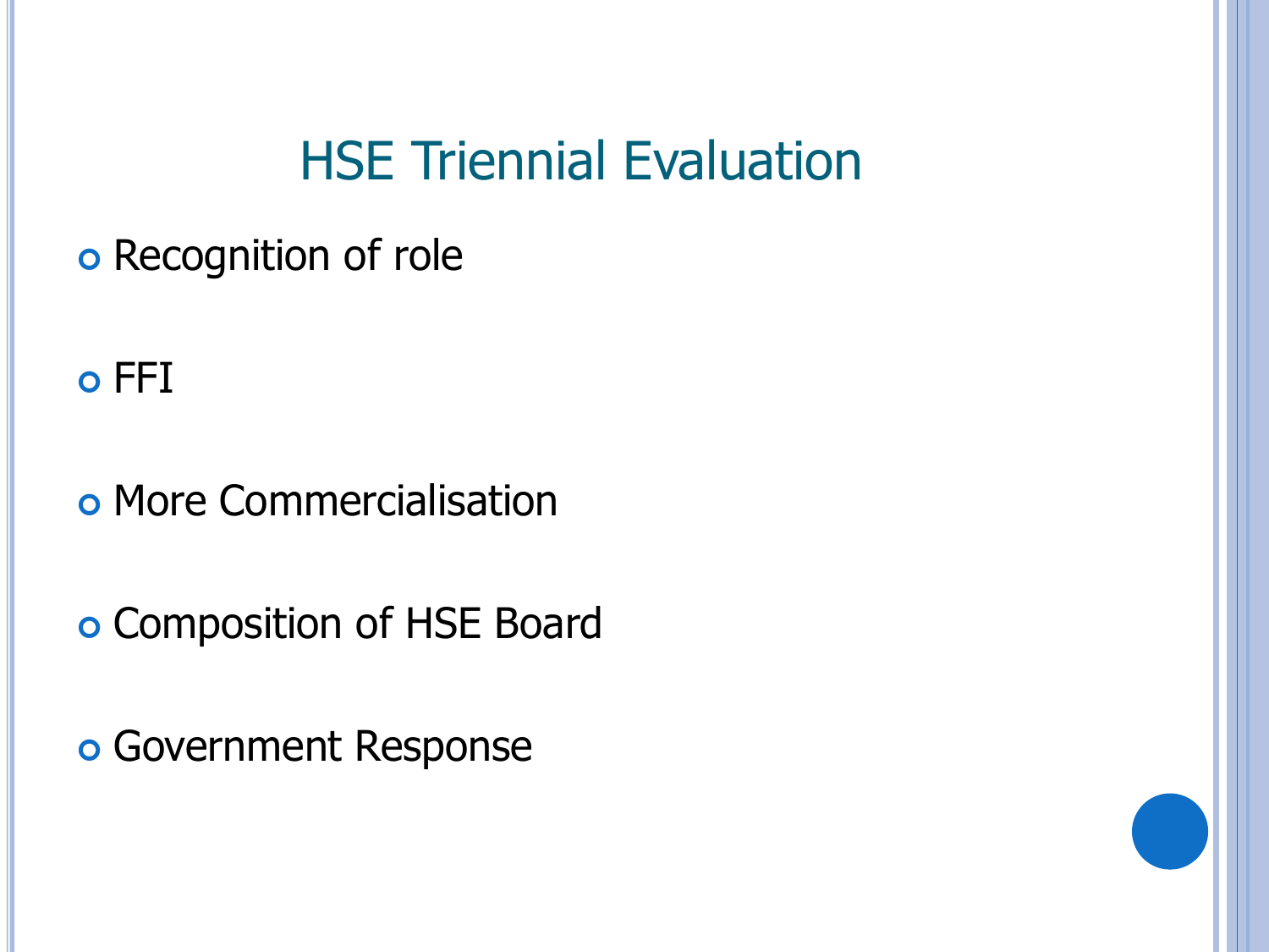# HSE Triennial Evaluation

- Recognition of role
- FFI
- More Commercialisation
- Composition of HSE Board
- Government Response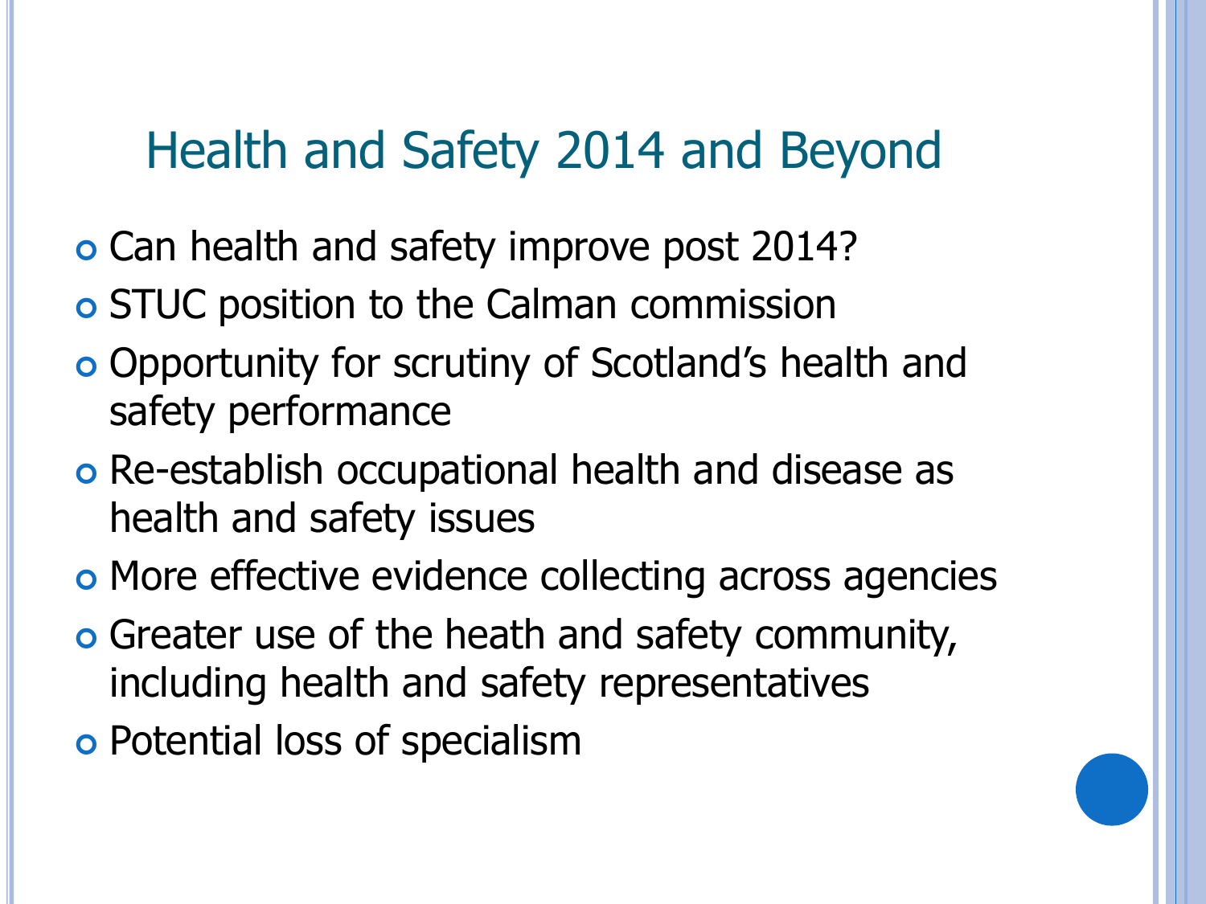# Health and Safety 2014 and Beyond

- Can health and safety improve post 2014?
- STUC position to the Calman commission
- Opportunity for scrutiny of Scotland's health and safety performance
- Re-establish occupational health and disease as health and safety issues
- More effective evidence collecting across agencies
- Greater use of the heath and safety community, including health and safety representatives
- Potential loss of specialism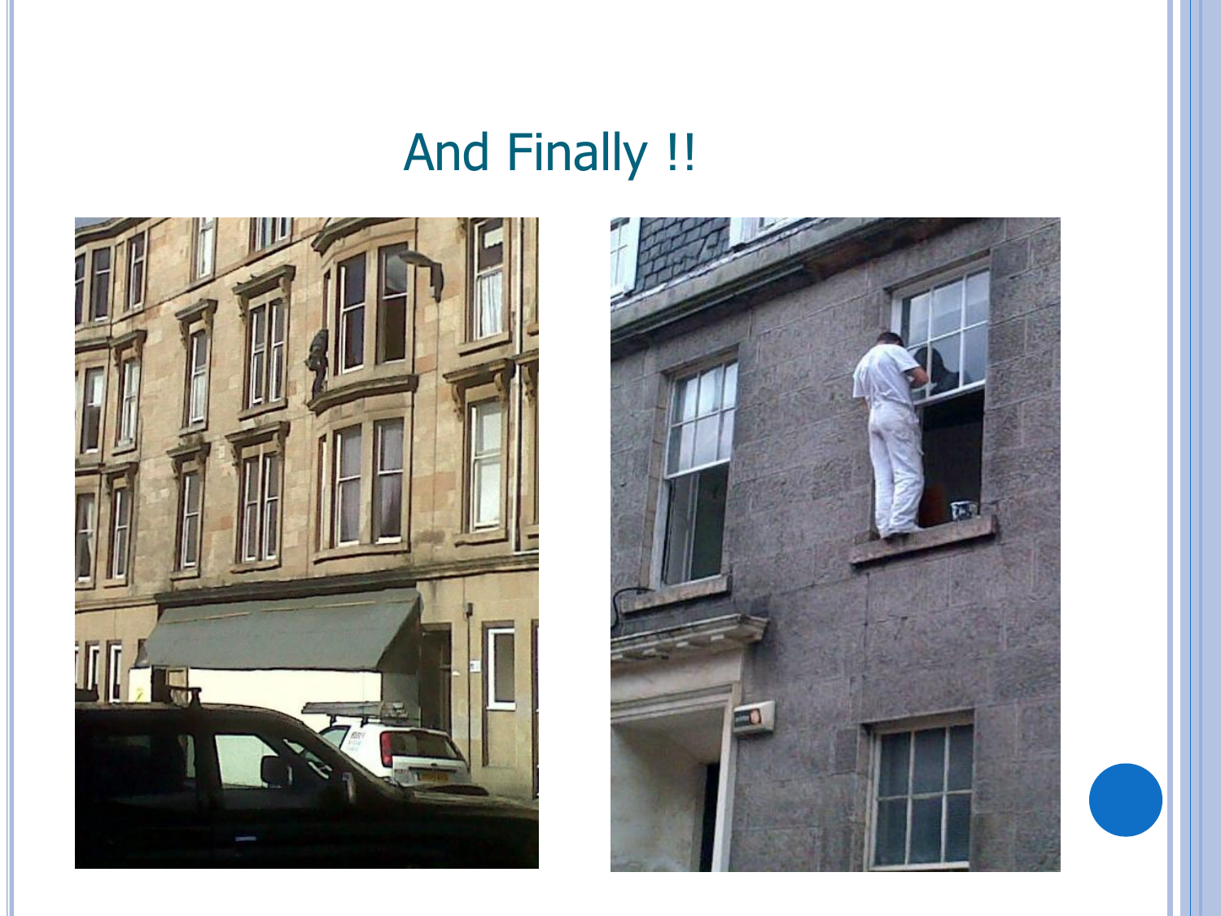# And Finally !!